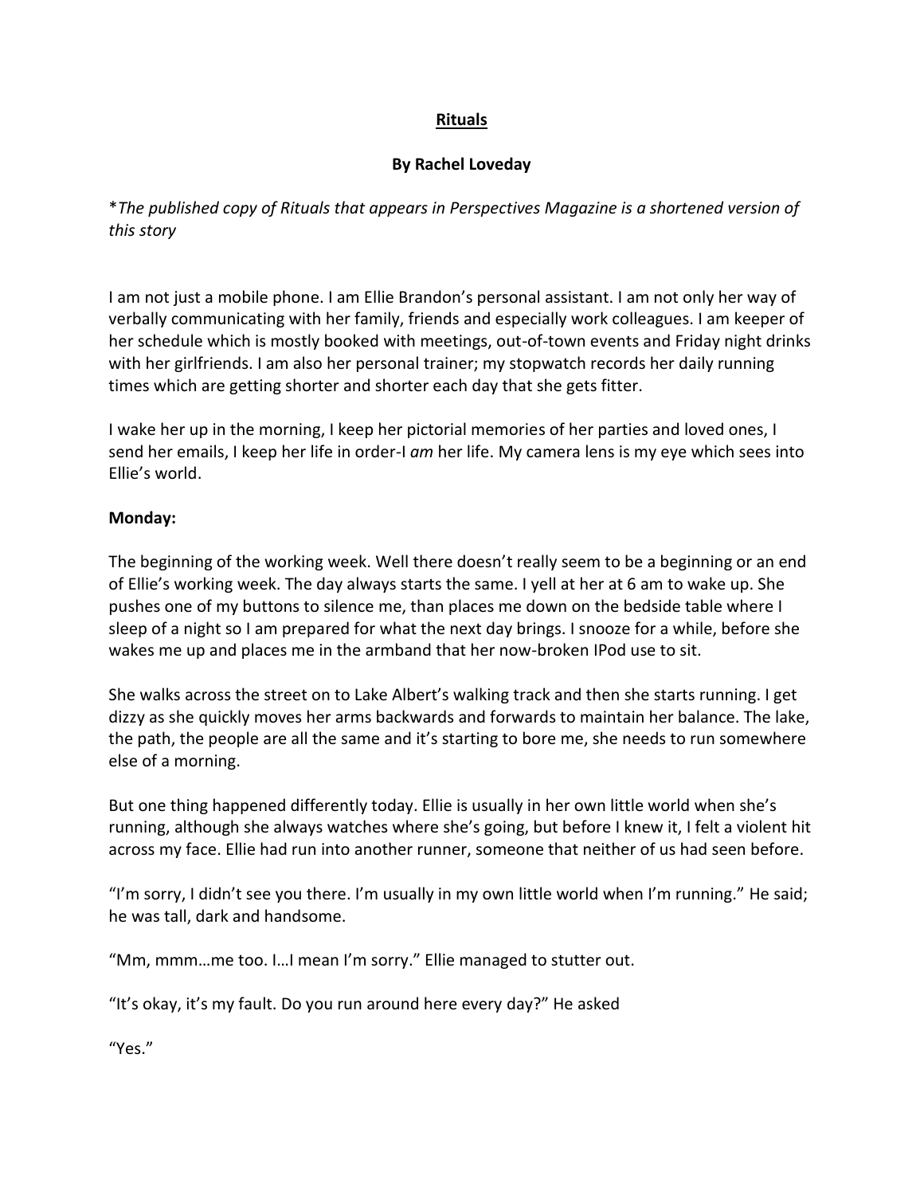# **Rituals**

## **By Rachel Loveday**

**\****The published copy of Rituals that appears in Perspectives Magazine is a shortened version of this story*

I am not just a mobile phone. I am Ellie Brandon's personal assistant. I am not only her way of verbally communicating with her family, friends and especially work colleagues. I am keeper of her schedule which is mostly booked with meetings, out-of-town events and Friday night drinks with her girlfriends. I am also her personal trainer; my stopwatch records her daily running times which are getting shorter and shorter each day that she gets fitter.

I wake her up in the morning, I keep her pictorial memories of her parties and loved ones, I send her emails, I keep her life in order-I *am* her life. My camera lens is my eye which sees into Ellie's world.

**Monday:**

The beginning of the working week. Well there doesn't really seem to be a beginning or an end of Ellie's working week. The day always starts the same. I yell at her at 6 am to wake up. She pushes one of my buttons to silence me, than places me down on the bedside table where I sleep of a night so I am prepared for what the next day brings. I snooze for a while, before she wakes me up and places me in the armband that her now-broken IPod use to sit.

She walks across the street on to Lake Albert's walking track and then she starts running. I get dizzy as she quickly moves her arms backwards and forwards to maintain her balance. The lake, the path, the people are all the same and it's starting to bore me, she needs to run somewhere else of a morning.

But one thing happened differently today. Ellie is usually in her own little world when she's running, although she always watches where she's going, but before I knew it, I felt a violent hit across my face. Ellie had run into another runner, someone that neither of us had seen before.

"I'm sorry, I didn't see you there. I'm usually in my own little world when I'm running." He said; he was tall, dark and handsome.

"Mm, mmm…me too. I…I mean I'm sorry." Ellie managed to stutter out.

"It's okay, it's my fault. Do you run around here every day?" He asked

"Yes."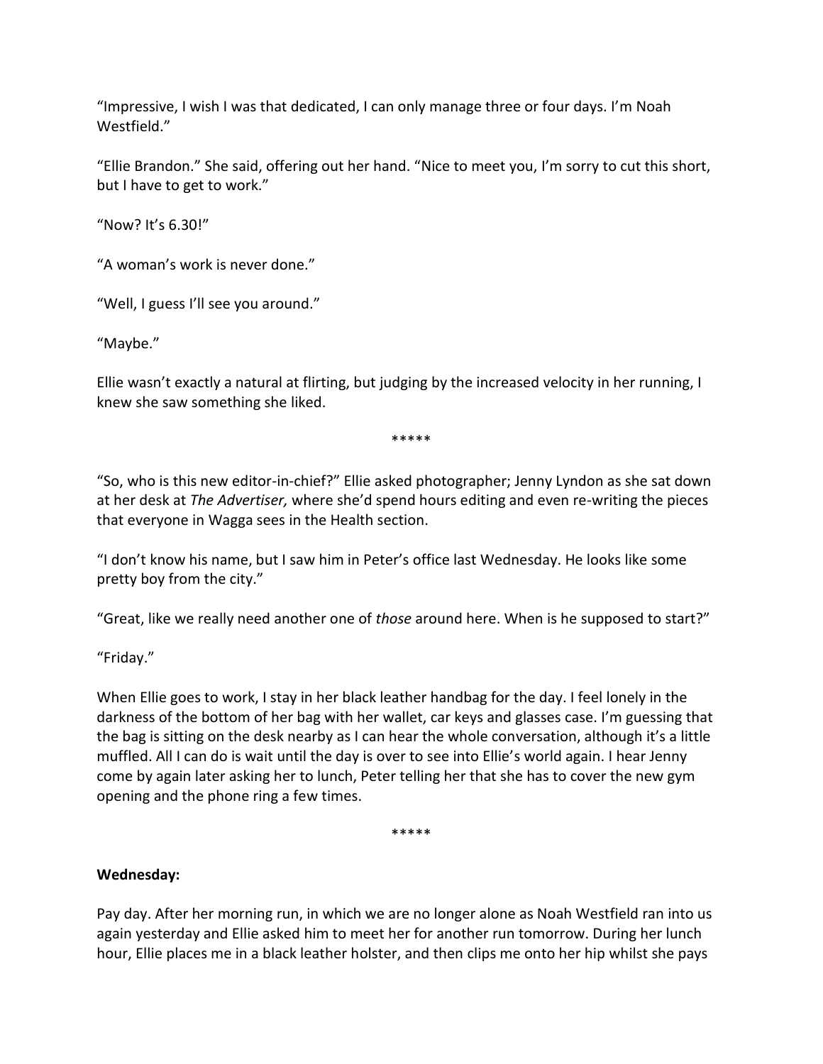"Impressive, I wish I was that dedicated, I can only manage three or four days. I'm Noah Westfield."

"Ellie Brandon." She said, offering out her hand. "Nice to meet you, I'm sorry to cut this short, but I have to get to work."

"Now? It's 6.30!"

"A woman's work is never done."

"Well, I guess I'll see you around."

"Maybe."

Ellie wasn't exactly a natural at flirting, but judging by the increased velocity in her running, I knew she saw something she liked.

*****

"So, who is this new editor-in-chief?" Ellie asked photographer; Jenny Lyndon as she sat down at her desk at *The Advertiser,* where she'd spend hours editing and even re-writing the pieces that everyone in Wagga sees in the Health section.

"I don't know his name, but I saw him in Peter's office last Wednesday. He looks like some pretty boy from the city."

"Great, like we really need another one of *those* around here. When is he supposed to start?"

"Friday."

When Ellie goes to work, I stay in her black leather handbag for the day. I feel lonely in the darkness of the bottom of her bag with her wallet, car keys and glasses case. I'm guessing that the bag is sitting on the desk nearby as I can hear the whole conversation, although it's a little muffled. All I can do is wait until the day is over to see into Ellie's world again. I hear Jenny come by again later asking her to lunch, Peter telling her that she has to cover the new gym opening and the phone ring a few times.

*****

**Wednesday:**

Pay day. After her morning run, in which we are no longer alone as Noah Westfield ran into us again yesterday and Ellie asked him to meet her for another run tomorrow. During her lunch hour, Ellie places me in a black leather holster, and then clips me onto her hip whilst she pays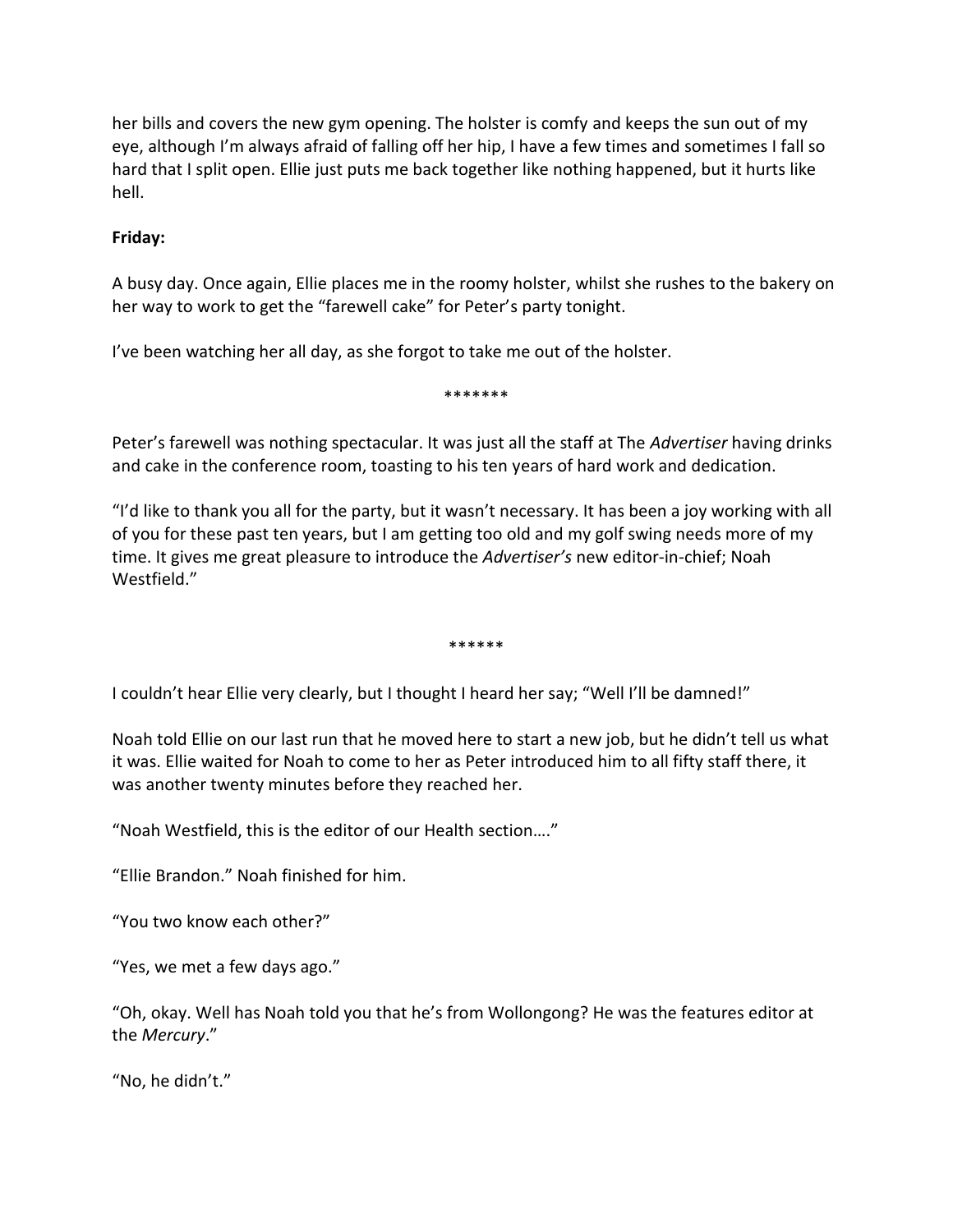her bills and covers the new gym opening. The holster is comfy and keeps the sun out of my eye, although I'm always afraid of falling off her hip, I have a few times and sometimes I fall so hard that I split open. Ellie just puts me back together like nothing happened, but it hurts like hell.

**Friday:**

A busy day. Once again, Ellie places me in the roomy holster, whilst she rushes to the bakery on her way to work to get the "farewell cake" for Peter's party tonight.

I've been watching her all day, as she forgot to take me out of the holster.

*******

Peter's farewell was nothing spectacular. It was just all the staff at The *Advertiser* having drinks and cake in the conference room, toasting to his ten years of hard work and dedication.

"I'd like to thank you all for the party, but it wasn't necessary. It has been a joy working with all of you for these past ten years, but I am getting too old and my golf swing needs more of my time. It gives me great pleasure to introduce the *Advertiser's* new editor-in-chief; Noah Westfield."

******

I couldn't hear Ellie very clearly, but I thought I heard her say; "Well I'll be damned!"

Noah told Ellie on our last run that he moved here to start a new job, but he didn't tell us what it was. Ellie waited for Noah to come to her as Peter introduced him to all fifty staff there, it was another twenty minutes before they reached her.

"Noah Westfield, this is the editor of our Health section…."

"Ellie Brandon." Noah finished for him.

"You two know each other?"

"Yes, we met a few days ago."

"Oh, okay. Well has Noah told you that he's from Wollongong? He was the features editor at the *Mercury*."

"No, he didn't."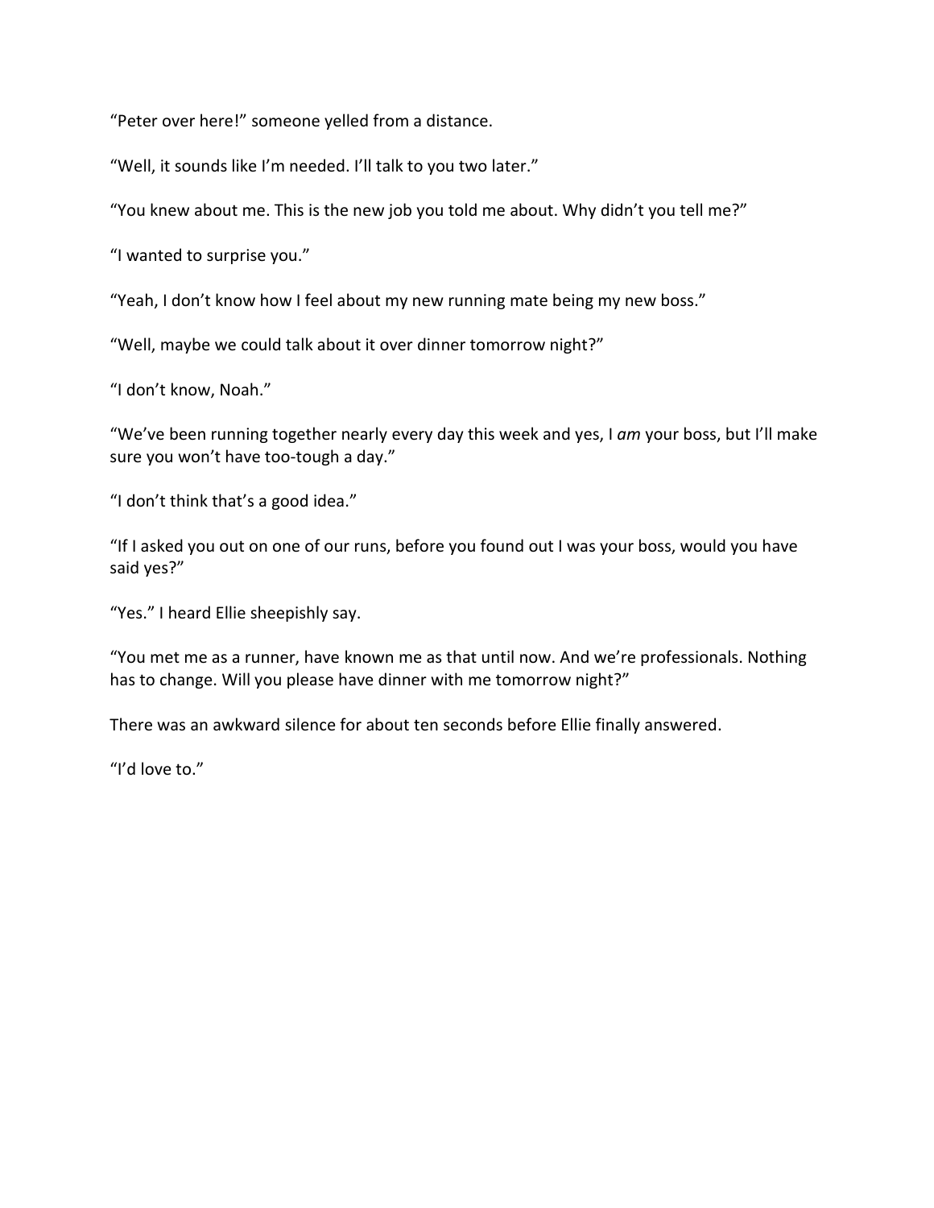"Peter over here!" someone yelled from a distance.

"Well, it sounds like I'm needed. I'll talk to you two later."

"You knew about me. This is the new job you told me about. Why didn't you tell me?"

"I wanted to surprise you."

"Yeah, I don't know how I feel about my new running mate being my new boss."

"Well, maybe we could talk about it over dinner tomorrow night?"

"I don't know, Noah."

"We've been running together nearly every day this week and yes, I *am* your boss, but I'll make sure you won't have too-tough a day."

"I don't think that's a good idea."

"If I asked you out on one of our runs, before you found out I was your boss, would you have said yes?"

"Yes." I heard Ellie sheepishly say.

"You met me as a runner, have known me as that until now. And we're professionals. Nothing has to change. Will you please have dinner with me tomorrow night?"

There was an awkward silence for about ten seconds before Ellie finally answered.

"I'd love to."